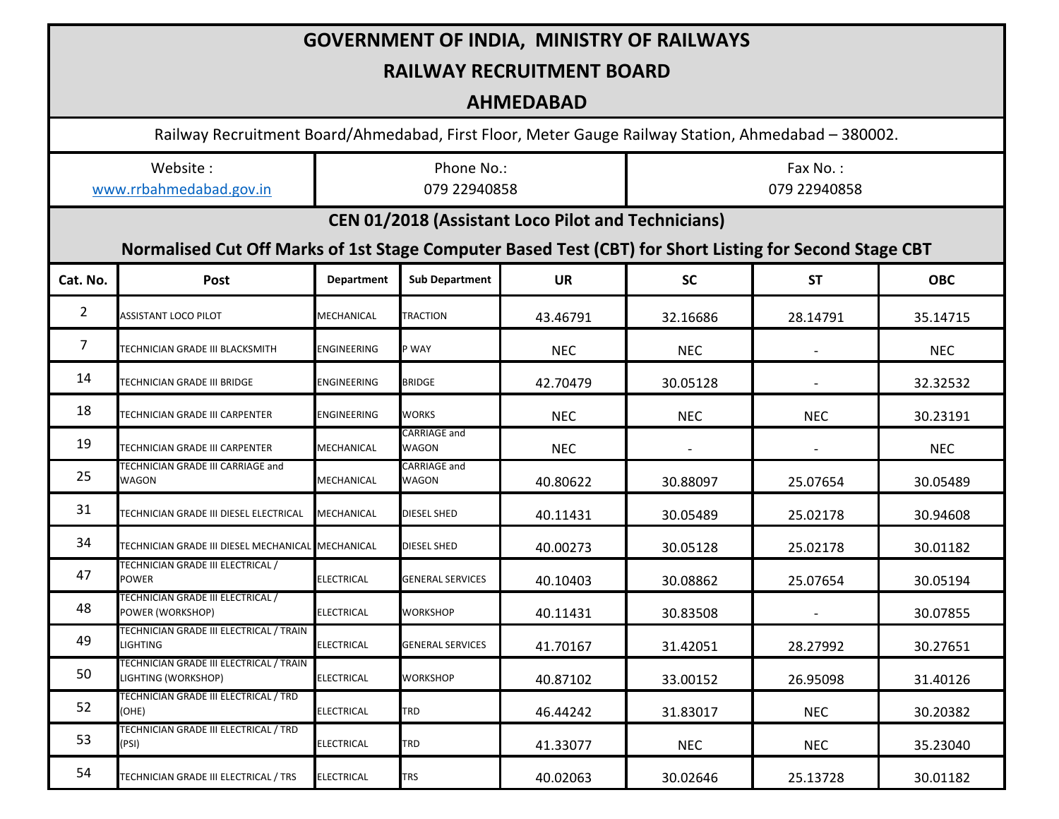# GOVERNMENT OF INDIA, MINISTRY OF RAILWAYS

## RAILWAY RECRUITMENT BOARD

## AHMEDABAD

Railway Recruitment Board/Ahmedabad, First Floor, Meter Gauge Railway Station, Ahmedabad – 380002.

| Website : | Phone No.: | Fax No. : |
|---|---|---|
| www.rrbahmedabad.gov.in | 079 22940858 | 079 22940858 |

### CEN 01/2018 (Assistant Loco Pilot and Technicians)

### Normalised Cut Off Marks of 1st Stage Computer Based Test (CBT) for Short Listing for Second Stage CBT

| Cat. No. | Post | Department | Sub Department | UR | SC | ST | OBC |
|---|---|---|---|---|---|---|---|
| 2 | ASSISTANT LOCO PILOT | MECHANICAL | TRACTION | 43.46791 | 32.16686 | 28.14791 | 35.14715 |
| 7 | TECHNICIAN GRADE III BLACKSMITH | ENGINEERING | P WAY | NEC | NEC | - | NEC |
| 14 | TECHNICIAN GRADE III BRIDGE | ENGINEERING | BRIDGE | 42.70479 | 30.05128 | - | 32.32532 |
| 18 | TECHNICIAN GRADE III CARPENTER | ENGINEERING | WORKS | NEC | NEC | NEC | 30.23191 |
| 19 | TECHNICIAN GRADE III CARPENTER | MECHANICAL | CARRIAGE and WAGON | NEC | - | - | NEC |
| 25 | TECHNICIAN GRADE III CARRIAGE and WAGON | MECHANICAL | CARRIAGE and WAGON | 40.80622 | 30.88097 | 25.07654 | 30.05489 |
| 31 | TECHNICIAN GRADE III DIESEL ELECTRICAL | MECHANICAL | DIESEL SHED | 40.11431 | 30.05489 | 25.02178 | 30.94608 |
| 34 | TECHNICIAN GRADE III DIESEL MECHANICAL | MECHANICAL | DIESEL SHED | 40.00273 | 30.05128 | 25.02178 | 30.01182 |
| 47 | TECHNICIAN GRADE III ELECTRICAL / POWER | ELECTRICAL | GENERAL SERVICES | 40.10403 | 30.08862 | 25.07654 | 30.05194 |
| 48 | TECHNICIAN GRADE III ELECTRICAL / POWER (WORKSHOP) | ELECTRICAL | WORKSHOP | 40.11431 | 30.83508 | - | 30.07855 |
| 49 | TECHNICIAN GRADE III ELECTRICAL / TRAIN LIGHTING | ELECTRICAL | GENERAL SERVICES | 41.70167 | 31.42051 | 28.27992 | 30.27651 |
| 50 | TECHNICIAN GRADE III ELECTRICAL / TRAIN LIGHTING (WORKSHOP) | ELECTRICAL | WORKSHOP | 40.87102 | 33.00152 | 26.95098 | 31.40126 |
| 52 | TECHNICIAN GRADE III ELECTRICAL / TRD (OHE) | ELECTRICAL | TRD | 46.44242 | 31.83017 | NEC | 30.20382 |
| 53 | TECHNICIAN GRADE III ELECTRICAL / TRD (PSI) | ELECTRICAL | TRD | 41.33077 | NEC | NEC | 35.23040 |
| 54 | TECHNICIAN GRADE III ELECTRICAL / TRS | ELECTRICAL | TRS | 40.02063 | 30.02646 | 25.13728 | 30.01182 |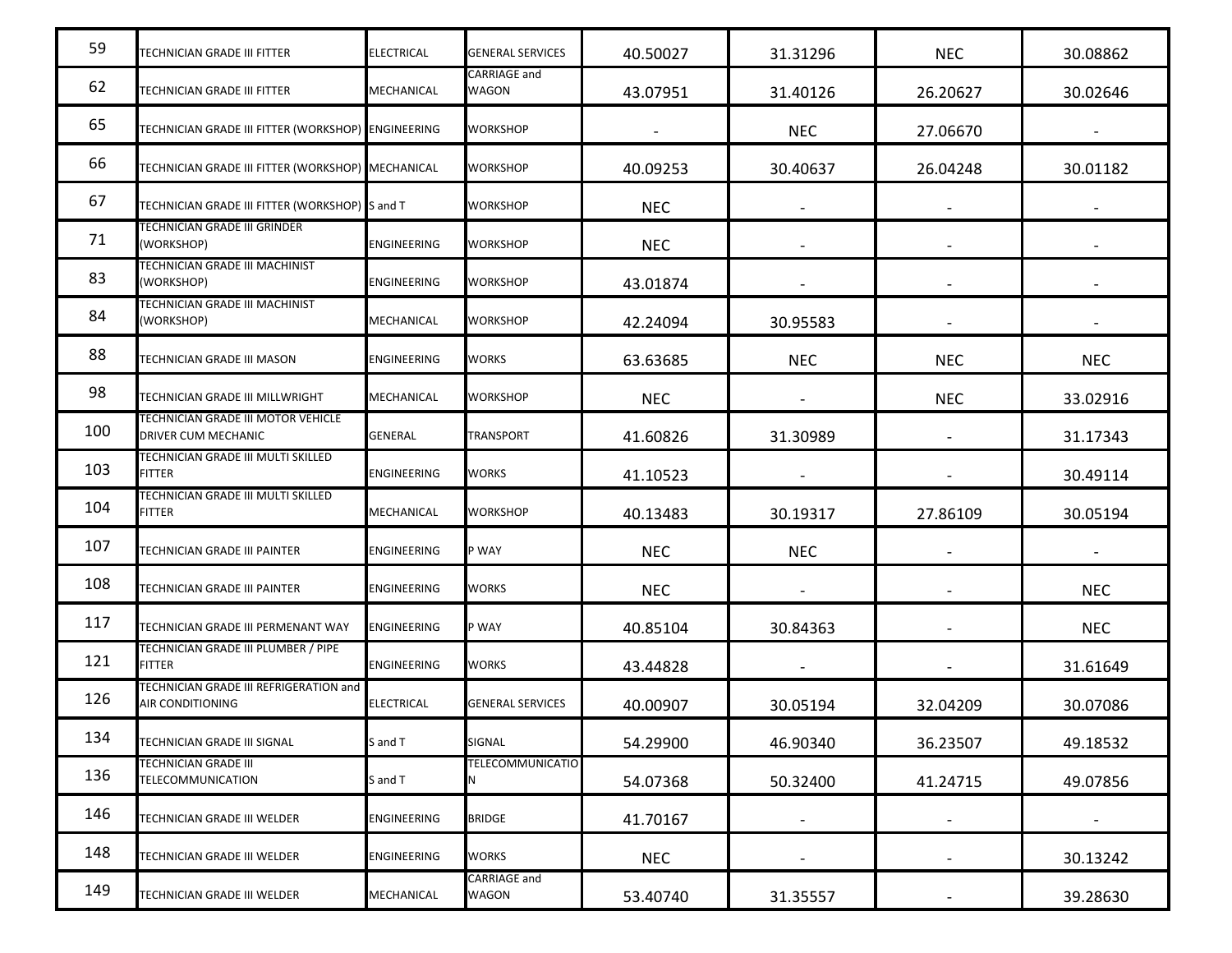| | | | | | | | |
|---|---|---|---|---|---|---|---|
| 59 | TECHNICIAN GRADE III FITTER | ELECTRICAL | GENERAL SERVICES | 40.50027 | 31.31296 | NEC | 30.08862 |
| 62 | TECHNICIAN GRADE III FITTER | MECHANICAL | CARRIAGE and WAGON | 43.07951 | 31.40126 | 26.20627 | 30.02646 |
| 65 | TECHNICIAN GRADE III FITTER (WORKSHOP) | ENGINEERING | WORKSHOP | - | NEC | 27.06670 | - |
| 66 | TECHNICIAN GRADE III FITTER (WORKSHOP) | MECHANICAL | WORKSHOP | 40.09253 | 30.40637 | 26.04248 | 30.01182 |
| 67 | TECHNICIAN GRADE III FITTER (WORKSHOP) | S and T | WORKSHOP | NEC | - | - | - |
| 71 | TECHNICIAN GRADE III GRINDER (WORKSHOP) | ENGINEERING | WORKSHOP | NEC | - | - | - |
| 83 | TECHNICIAN GRADE III MACHINIST (WORKSHOP) | ENGINEERING | WORKSHOP | 43.01874 | - | - | - |
| 84 | TECHNICIAN GRADE III MACHINIST (WORKSHOP) | MECHANICAL | WORKSHOP | 42.24094 | 30.95583 | - | - |
| 88 | TECHNICIAN GRADE III MASON | ENGINEERING | WORKS | 63.63685 | NEC | NEC | NEC |
| 98 | TECHNICIAN GRADE III MILLWRIGHT | MECHANICAL | WORKSHOP | NEC | - | NEC | 33.02916 |
| 100 | TECHNICIAN GRADE III MOTOR VEHICLE DRIVER CUM MECHANIC | GENERAL | TRANSPORT | 41.60826 | 31.30989 | - | 31.17343 |
| 103 | TECHNICIAN GRADE III MULTI SKILLED FITTER | ENGINEERING | WORKS | 41.10523 | - | - | 30.49114 |
| 104 | TECHNICIAN GRADE III MULTI SKILLED FITTER | MECHANICAL | WORKSHOP | 40.13483 | 30.19317 | 27.86109 | 30.05194 |
| 107 | TECHNICIAN GRADE III PAINTER | ENGINEERING | P WAY | NEC | NEC | - | - |
| 108 | TECHNICIAN GRADE III PAINTER | ENGINEERING | WORKS | NEC | - | - | NEC |
| 117 | TECHNICIAN GRADE III PERMENANT WAY | ENGINEERING | P WAY | 40.85104 | 30.84363 | - | NEC |
| 121 | TECHNICIAN GRADE III PLUMBER / PIPE FITTER | ENGINEERING | WORKS | 43.44828 | - | - | 31.61649 |
| 126 | TECHNICIAN GRADE III REFRIGERATION and AIR CONDITIONING | ELECTRICAL | GENERAL SERVICES | 40.00907 | 30.05194 | 32.04209 | 30.07086 |
| 134 | TECHNICIAN GRADE III SIGNAL | S and T | SIGNAL | 54.29900 | 46.90340 | 36.23507 | 49.18532 |
| 136 | TECHNICIAN GRADE III TELECOMMUNICATION | S and T | TELECOMMUNICATION | 54.07368 | 50.32400 | 41.24715 | 49.07856 |
| 146 | TECHNICIAN GRADE III WELDER | ENGINEERING | BRIDGE | 41.70167 | - | - | - |
| 148 | TECHNICIAN GRADE III WELDER | ENGINEERING | WORKS | NEC | - | - | 30.13242 |
| 149 | TECHNICIAN GRADE III WELDER | MECHANICAL | CARRIAGE and WAGON | 53.40740 | 31.35557 | - | 39.28630 |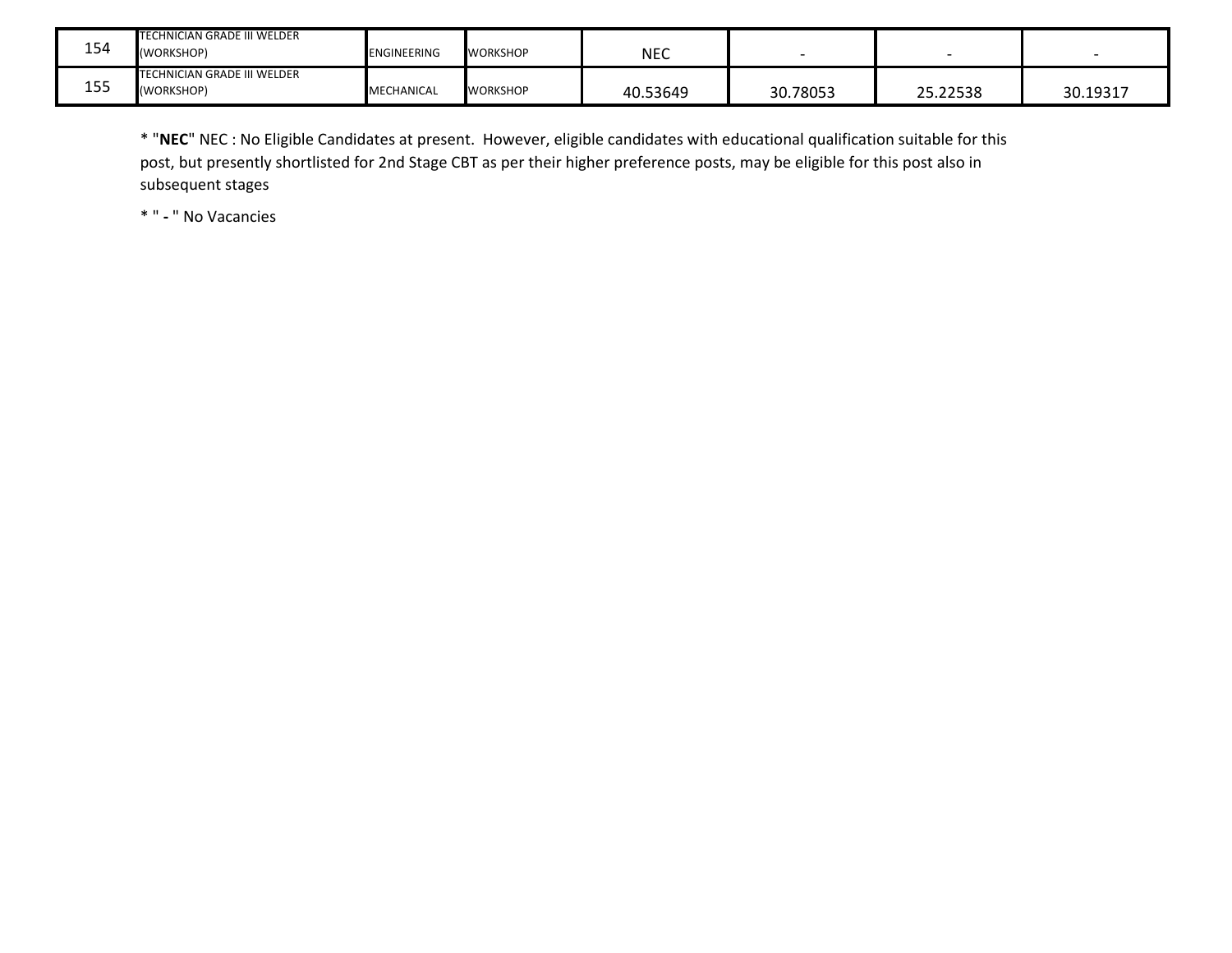| | | | | | | | |
|---|---|---|---|---|---|---|---|
| 154 | TECHNICIAN GRADE III WELDER (WORKSHOP) | ENGINEERING | WORKSHOP | NEC | - | - | - |
| 155 | TECHNICIAN GRADE III WELDER (WORKSHOP) | MECHANICAL | WORKSHOP | 40.53649 | 30.78053 | 25.22538 | 30.19317 |

* "**NEC**" NEC : No Eligible Candidates at present. However, eligible candidates with educational qualification suitable for this post, but presently shortlisted for 2nd Stage CBT as per their higher preference posts, may be eligible for this post also in subsequent stages

* " **-** " No Vacancies